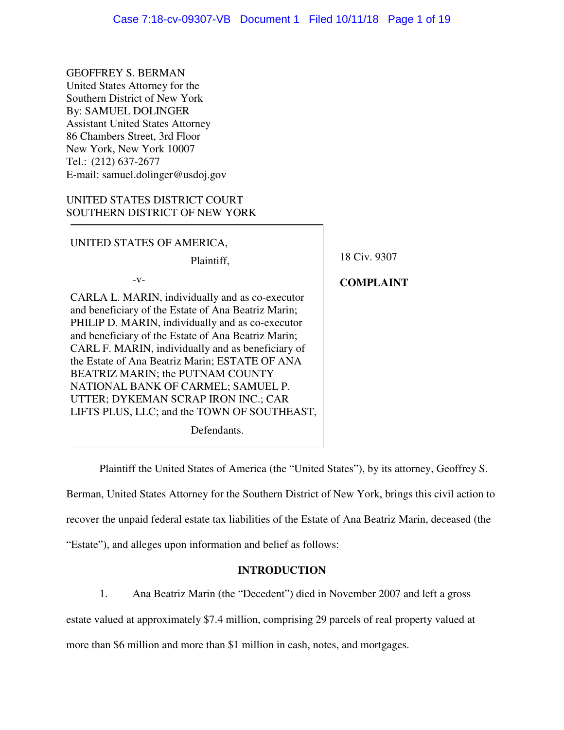GEOFFREY S. BERMAN
United States Attorney for the
Southern District of New York
By: SAMUEL DOLINGER
Assistant United States Attorney
86 Chambers Street, 3rd Floor
New York, New York 10007
Tel.: (212) 637-2677
E-mail: samuel.dolinger@usdoj.gov

UNITED STATES DISTRICT COURT
SOUTHERN DISTRICT OF NEW YORK

UNITED STATES OF AMERICA,

Plaintiff,

-v-

CARLA L. MARIN, individually and as co-executor and beneficiary of the Estate of Ana Beatriz Marin; PHILIP D. MARIN, individually and as co-executor and beneficiary of the Estate of Ana Beatriz Marin; CARL F. MARIN, individually and as beneficiary of the Estate of Ana Beatriz Marin; ESTATE OF ANA BEATRIZ MARIN; the PUTNAM COUNTY NATIONAL BANK OF CARMEL; SAMUEL P. UTTER; DYKEMAN SCRAP IRON INC.; CAR LIFTS PLUS, LLC; and the TOWN OF SOUTHEAST,

Defendants.

18 Civ. 9307

**COMPLAINT**

Plaintiff the United States of America (the "United States"), by its attorney, Geoffrey S. Berman, United States Attorney for the Southern District of New York, brings this civil action to recover the unpaid federal estate tax liabilities of the Estate of Ana Beatriz Marin, deceased (the "Estate"), and alleges upon information and belief as follows:

## INTRODUCTION

1. Ana Beatriz Marin (the "Decedent") died in November 2007 and left a gross estate valued at approximately $7.4 million, comprising 29 parcels of real property valued at more than $6 million and more than $1 million in cash, notes, and mortgages.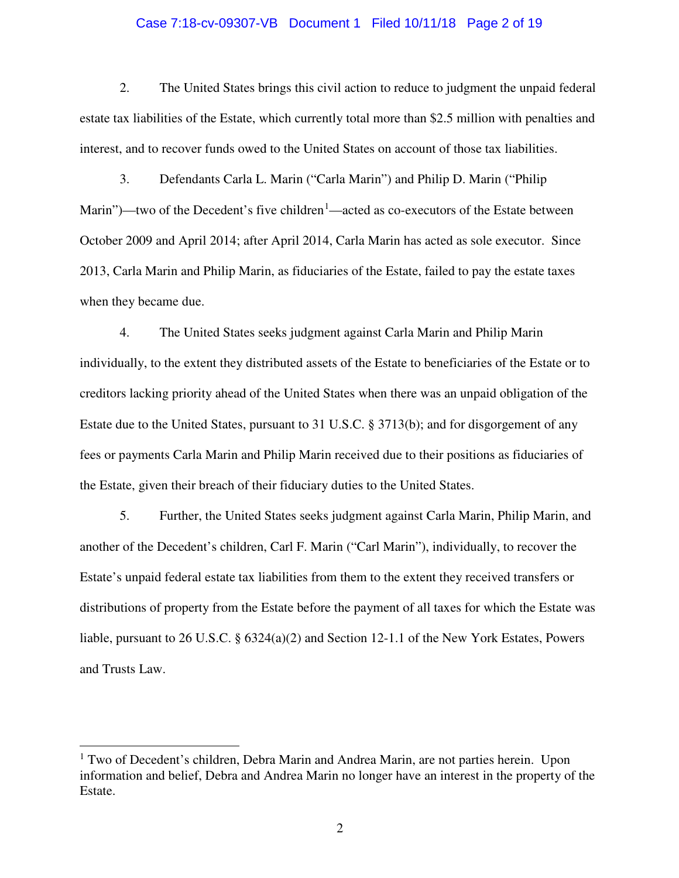2. The United States brings this civil action to reduce to judgment the unpaid federal estate tax liabilities of the Estate, which currently total more than $2.5 million with penalties and interest, and to recover funds owed to the United States on account of those tax liabilities.

3. Defendants Carla L. Marin ("Carla Marin") and Philip D. Marin ("Philip Marin")—two of the Decedent's five children[1]—acted as co-executors of the Estate between October 2009 and April 2014; after April 2014, Carla Marin has acted as sole executor. Since 2013, Carla Marin and Philip Marin, as fiduciaries of the Estate, failed to pay the estate taxes when they became due.

4. The United States seeks judgment against Carla Marin and Philip Marin individually, to the extent they distributed assets of the Estate to beneficiaries of the Estate or to creditors lacking priority ahead of the United States when there was an unpaid obligation of the Estate due to the United States, pursuant to 31 U.S.C. § 3713(b); and for disgorgement of any fees or payments Carla Marin and Philip Marin received due to their positions as fiduciaries of the Estate, given their breach of their fiduciary duties to the United States.

5. Further, the United States seeks judgment against Carla Marin, Philip Marin, and another of the Decedent's children, Carl F. Marin ("Carl Marin"), individually, to recover the Estate's unpaid federal estate tax liabilities from them to the extent they received transfers or distributions of property from the Estate before the payment of all taxes for which the Estate was liable, pursuant to 26 U.S.C. § 6324(a)(2) and Section 12-1.1 of the New York Estates, Powers and Trusts Law.

---

[1] Two of Decedent's children, Debra Marin and Andrea Marin, are not parties herein. Upon information and belief, Debra and Andrea Marin no longer have an interest in the property of the Estate.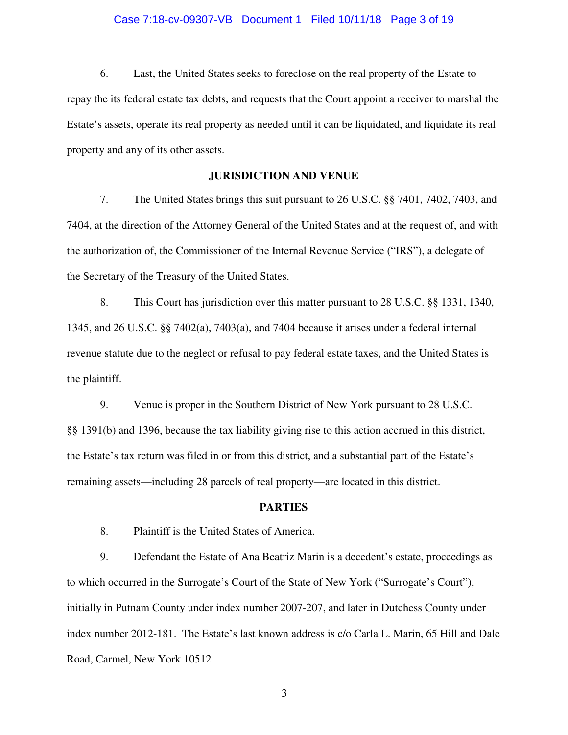6. Last, the United States seeks to foreclose on the real property of the Estate to repay the its federal estate tax debts, and requests that the Court appoint a receiver to marshal the Estate's assets, operate its real property as needed until it can be liquidated, and liquidate its real property and any of its other assets.

## JURISDICTION AND VENUE

7. The United States brings this suit pursuant to 26 U.S.C. §§ 7401, 7402, 7403, and 7404, at the direction of the Attorney General of the United States and at the request of, and with the authorization of, the Commissioner of the Internal Revenue Service ("IRS"), a delegate of the Secretary of the Treasury of the United States.

8. This Court has jurisdiction over this matter pursuant to 28 U.S.C. §§ 1331, 1340, 1345, and 26 U.S.C. §§ 7402(a), 7403(a), and 7404 because it arises under a federal internal revenue statute due to the neglect or refusal to pay federal estate taxes, and the United States is the plaintiff.

9. Venue is proper in the Southern District of New York pursuant to 28 U.S.C. §§ 1391(b) and 1396, because the tax liability giving rise to this action accrued in this district, the Estate's tax return was filed in or from this district, and a substantial part of the Estate's remaining assets—including 28 parcels of real property—are located in this district.

## PARTIES

8. Plaintiff is the United States of America.

9. Defendant the Estate of Ana Beatriz Marin is a decedent's estate, proceedings as to which occurred in the Surrogate's Court of the State of New York ("Surrogate's Court"), initially in Putnam County under index number 2007-207, and later in Dutchess County under index number 2012-181. The Estate's last known address is c/o Carla L. Marin, 65 Hill and Dale Road, Carmel, New York 10512.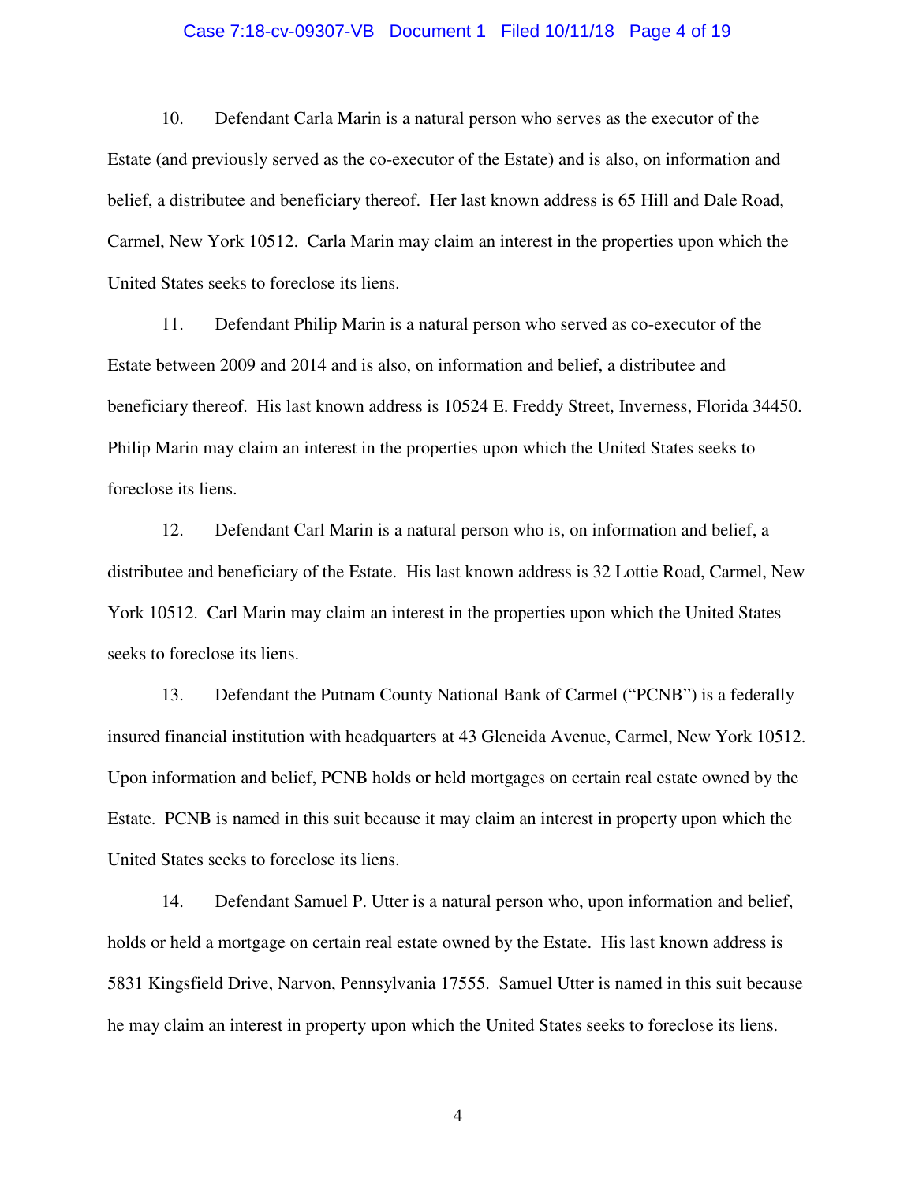10. Defendant Carla Marin is a natural person who serves as the executor of the Estate (and previously served as the co-executor of the Estate) and is also, on information and belief, a distributee and beneficiary thereof. Her last known address is 65 Hill and Dale Road, Carmel, New York 10512. Carla Marin may claim an interest in the properties upon which the United States seeks to foreclose its liens.

11. Defendant Philip Marin is a natural person who served as co-executor of the Estate between 2009 and 2014 and is also, on information and belief, a distributee and beneficiary thereof. His last known address is 10524 E. Freddy Street, Inverness, Florida 34450. Philip Marin may claim an interest in the properties upon which the United States seeks to foreclose its liens.

12. Defendant Carl Marin is a natural person who is, on information and belief, a distributee and beneficiary of the Estate. His last known address is 32 Lottie Road, Carmel, New York 10512. Carl Marin may claim an interest in the properties upon which the United States seeks to foreclose its liens.

13. Defendant the Putnam County National Bank of Carmel ("PCNB") is a federally insured financial institution with headquarters at 43 Gleneida Avenue, Carmel, New York 10512. Upon information and belief, PCNB holds or held mortgages on certain real estate owned by the Estate. PCNB is named in this suit because it may claim an interest in property upon which the United States seeks to foreclose its liens.

14. Defendant Samuel P. Utter is a natural person who, upon information and belief, holds or held a mortgage on certain real estate owned by the Estate. His last known address is 5831 Kingsfield Drive, Narvon, Pennsylvania 17555. Samuel Utter is named in this suit because he may claim an interest in property upon which the United States seeks to foreclose its liens.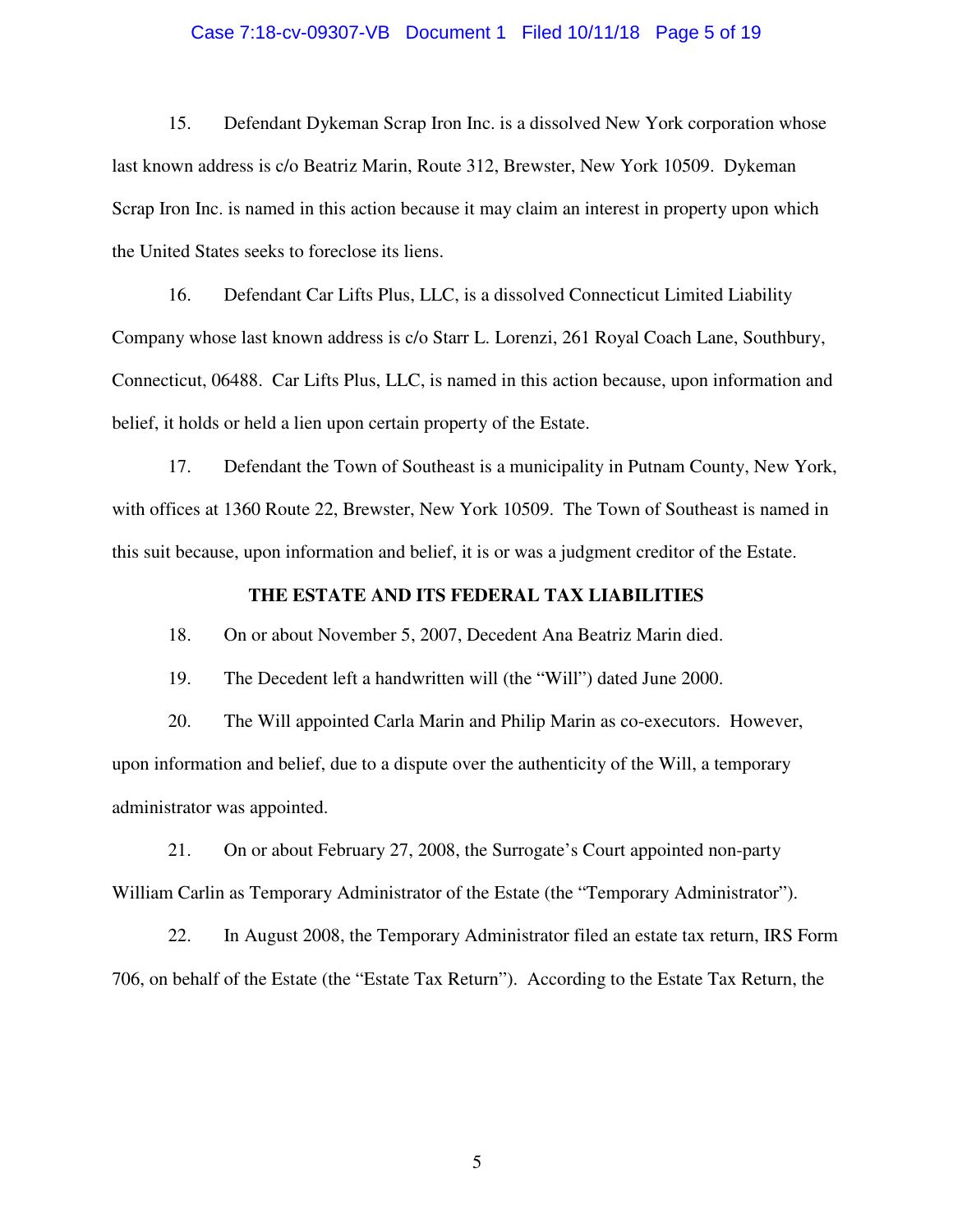15. Defendant Dykeman Scrap Iron Inc. is a dissolved New York corporation whose last known address is c/o Beatriz Marin, Route 312, Brewster, New York 10509. Dykeman Scrap Iron Inc. is named in this action because it may claim an interest in property upon which the United States seeks to foreclose its liens.

16. Defendant Car Lifts Plus, LLC, is a dissolved Connecticut Limited Liability Company whose last known address is c/o Starr L. Lorenzi, 261 Royal Coach Lane, Southbury, Connecticut, 06488. Car Lifts Plus, LLC, is named in this action because, upon information and belief, it holds or held a lien upon certain property of the Estate.

17. Defendant the Town of Southeast is a municipality in Putnam County, New York, with offices at 1360 Route 22, Brewster, New York 10509. The Town of Southeast is named in this suit because, upon information and belief, it is or was a judgment creditor of the Estate.

**THE ESTATE AND ITS FEDERAL TAX LIABILITIES**

18. On or about November 5, 2007, Decedent Ana Beatriz Marin died.

19. The Decedent left a handwritten will (the "Will") dated June 2000.

20. The Will appointed Carla Marin and Philip Marin as co-executors. However, upon information and belief, due to a dispute over the authenticity of the Will, a temporary administrator was appointed.

21. On or about February 27, 2008, the Surrogate's Court appointed non-party William Carlin as Temporary Administrator of the Estate (the "Temporary Administrator").

22. In August 2008, the Temporary Administrator filed an estate tax return, IRS Form 706, on behalf of the Estate (the "Estate Tax Return"). According to the Estate Tax Return, the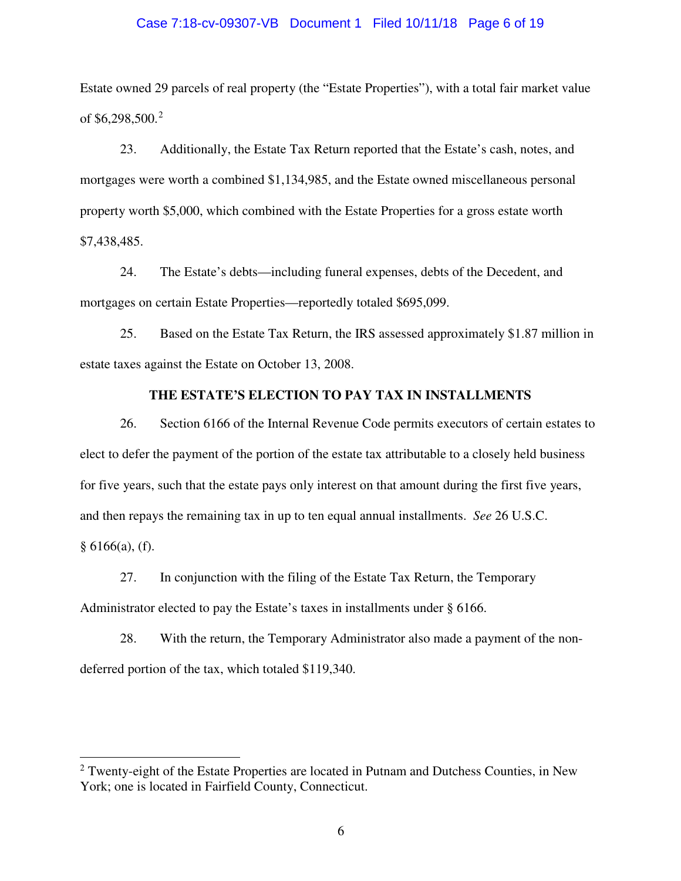Estate owned 29 parcels of real property (the "Estate Properties"), with a total fair market value of $6,298,500.[2]

23. Additionally, the Estate Tax Return reported that the Estate's cash, notes, and mortgages were worth a combined $1,134,985, and the Estate owned miscellaneous personal property worth $5,000, which combined with the Estate Properties for a gross estate worth $7,438,485.

24. The Estate's debts—including funeral expenses, debts of the Decedent, and mortgages on certain Estate Properties—reportedly totaled $695,099.

25. Based on the Estate Tax Return, the IRS assessed approximately $1.87 million in estate taxes against the Estate on October 13, 2008.

**THE ESTATE'S ELECTION TO PAY TAX IN INSTALLMENTS**

26. Section 6166 of the Internal Revenue Code permits executors of certain estates to elect to defer the payment of the portion of the estate tax attributable to a closely held business for five years, such that the estate pays only interest on that amount during the first five years, and then repays the remaining tax in up to ten equal annual installments. *See* 26 U.S.C. § 6166(a), (f).

27. In conjunction with the filing of the Estate Tax Return, the Temporary Administrator elected to pay the Estate's taxes in installments under § 6166.

28. With the return, the Temporary Administrator also made a payment of the non-deferred portion of the tax, which totaled $119,340.

---

[2] Twenty-eight of the Estate Properties are located in Putnam and Dutchess Counties, in New York; one is located in Fairfield County, Connecticut.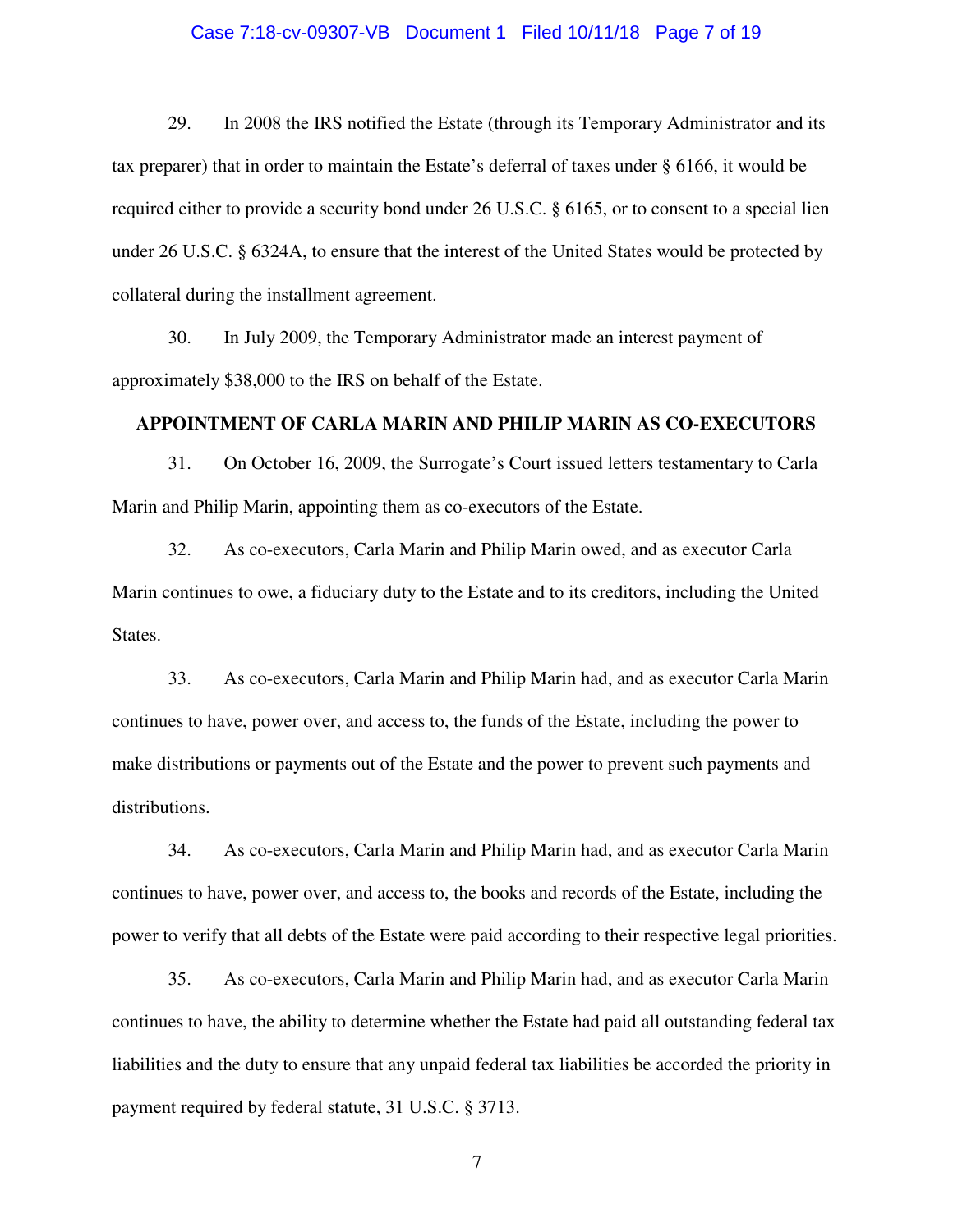29. In 2008 the IRS notified the Estate (through its Temporary Administrator and its tax preparer) that in order to maintain the Estate's deferral of taxes under § 6166, it would be required either to provide a security bond under 26 U.S.C. § 6165, or to consent to a special lien under 26 U.S.C. § 6324A, to ensure that the interest of the United States would be protected by collateral during the installment agreement.

30. In July 2009, the Temporary Administrator made an interest payment of approximately $38,000 to the IRS on behalf of the Estate.

**APPOINTMENT OF CARLA MARIN AND PHILIP MARIN AS CO-EXECUTORS**

31. On October 16, 2009, the Surrogate's Court issued letters testamentary to Carla Marin and Philip Marin, appointing them as co-executors of the Estate.

32. As co-executors, Carla Marin and Philip Marin owed, and as executor Carla Marin continues to owe, a fiduciary duty to the Estate and to its creditors, including the United States.

33. As co-executors, Carla Marin and Philip Marin had, and as executor Carla Marin continues to have, power over, and access to, the funds of the Estate, including the power to make distributions or payments out of the Estate and the power to prevent such payments and distributions.

34. As co-executors, Carla Marin and Philip Marin had, and as executor Carla Marin continues to have, power over, and access to, the books and records of the Estate, including the power to verify that all debts of the Estate were paid according to their respective legal priorities.

35. As co-executors, Carla Marin and Philip Marin had, and as executor Carla Marin continues to have, the ability to determine whether the Estate had paid all outstanding federal tax liabilities and the duty to ensure that any unpaid federal tax liabilities be accorded the priority in payment required by federal statute, 31 U.S.C. § 3713.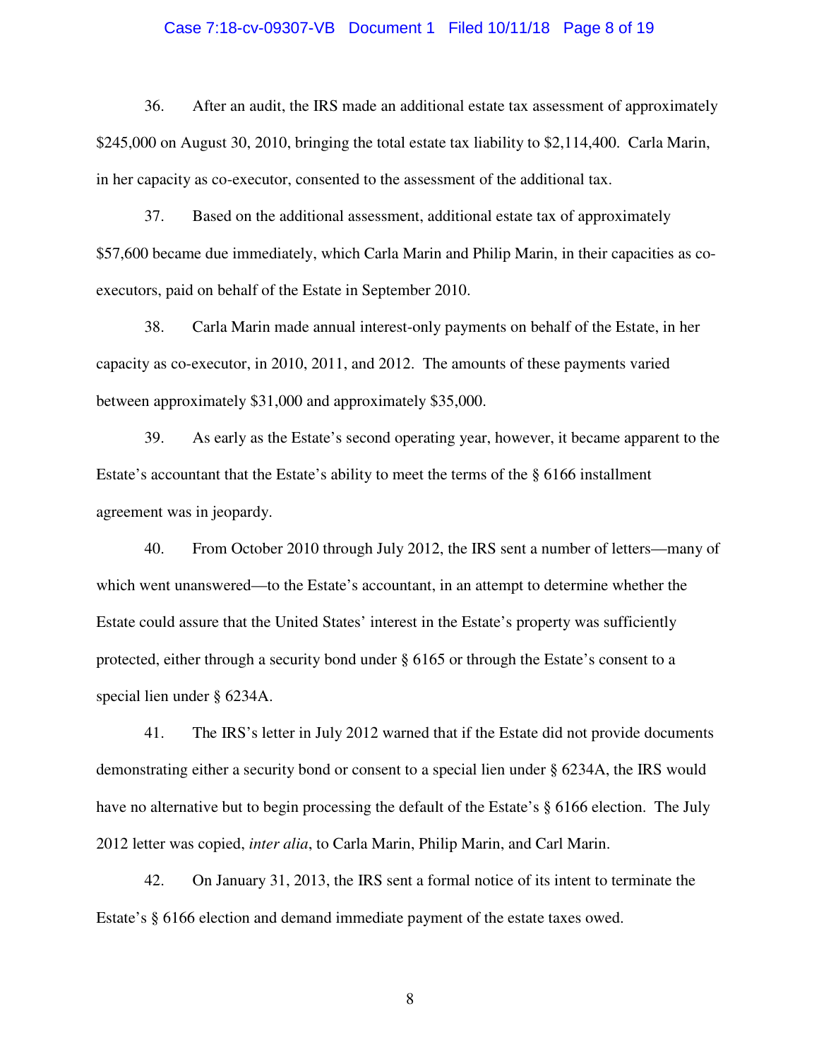36. After an audit, the IRS made an additional estate tax assessment of approximately $245,000 on August 30, 2010, bringing the total estate tax liability to $2,114,400. Carla Marin, in her capacity as co-executor, consented to the assessment of the additional tax.

37. Based on the additional assessment, additional estate tax of approximately $57,600 became due immediately, which Carla Marin and Philip Marin, in their capacities as co-executors, paid on behalf of the Estate in September 2010.

38. Carla Marin made annual interest-only payments on behalf of the Estate, in her capacity as co-executor, in 2010, 2011, and 2012. The amounts of these payments varied between approximately $31,000 and approximately $35,000.

39. As early as the Estate's second operating year, however, it became apparent to the Estate's accountant that the Estate's ability to meet the terms of the § 6166 installment agreement was in jeopardy.

40. From October 2010 through July 2012, the IRS sent a number of letters—many of which went unanswered—to the Estate's accountant, in an attempt to determine whether the Estate could assure that the United States' interest in the Estate's property was sufficiently protected, either through a security bond under § 6165 or through the Estate's consent to a special lien under § 6234A.

41. The IRS's letter in July 2012 warned that if the Estate did not provide documents demonstrating either a security bond or consent to a special lien under § 6234A, the IRS would have no alternative but to begin processing the default of the Estate's § 6166 election. The July 2012 letter was copied, *inter alia*, to Carla Marin, Philip Marin, and Carl Marin.

42. On January 31, 2013, the IRS sent a formal notice of its intent to terminate the Estate's § 6166 election and demand immediate payment of the estate taxes owed.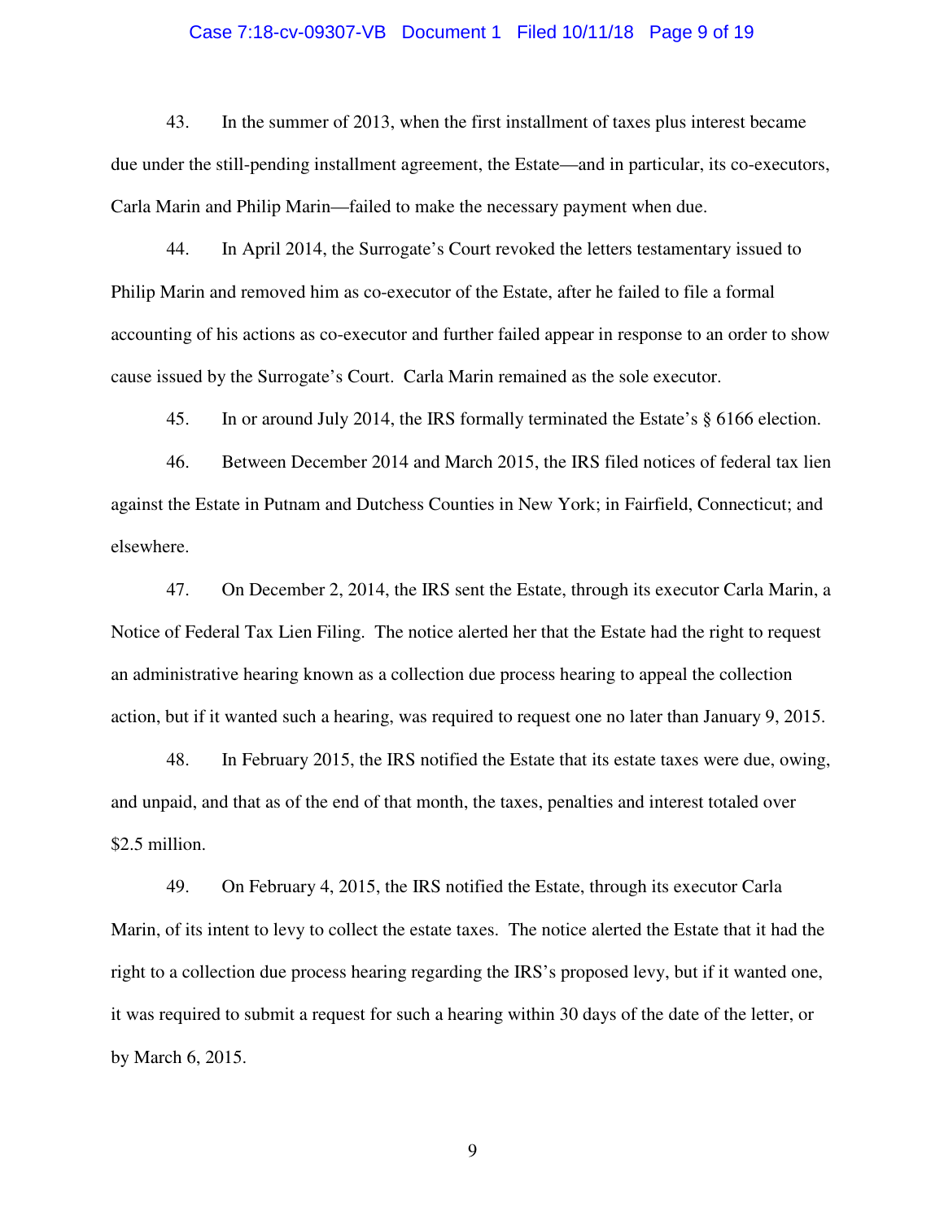43. In the summer of 2013, when the first installment of taxes plus interest became due under the still-pending installment agreement, the Estate—and in particular, its co-executors, Carla Marin and Philip Marin—failed to make the necessary payment when due.

44. In April 2014, the Surrogate's Court revoked the letters testamentary issued to Philip Marin and removed him as co-executor of the Estate, after he failed to file a formal accounting of his actions as co-executor and further failed appear in response to an order to show cause issued by the Surrogate's Court. Carla Marin remained as the sole executor.

45. In or around July 2014, the IRS formally terminated the Estate's § 6166 election.

46. Between December 2014 and March 2015, the IRS filed notices of federal tax lien against the Estate in Putnam and Dutchess Counties in New York; in Fairfield, Connecticut; and elsewhere.

47. On December 2, 2014, the IRS sent the Estate, through its executor Carla Marin, a Notice of Federal Tax Lien Filing. The notice alerted her that the Estate had the right to request an administrative hearing known as a collection due process hearing to appeal the collection action, but if it wanted such a hearing, was required to request one no later than January 9, 2015.

48. In February 2015, the IRS notified the Estate that its estate taxes were due, owing, and unpaid, and that as of the end of that month, the taxes, penalties and interest totaled over $2.5 million.

49. On February 4, 2015, the IRS notified the Estate, through its executor Carla Marin, of its intent to levy to collect the estate taxes. The notice alerted the Estate that it had the right to a collection due process hearing regarding the IRS's proposed levy, but if it wanted one, it was required to submit a request for such a hearing within 30 days of the date of the letter, or by March 6, 2015.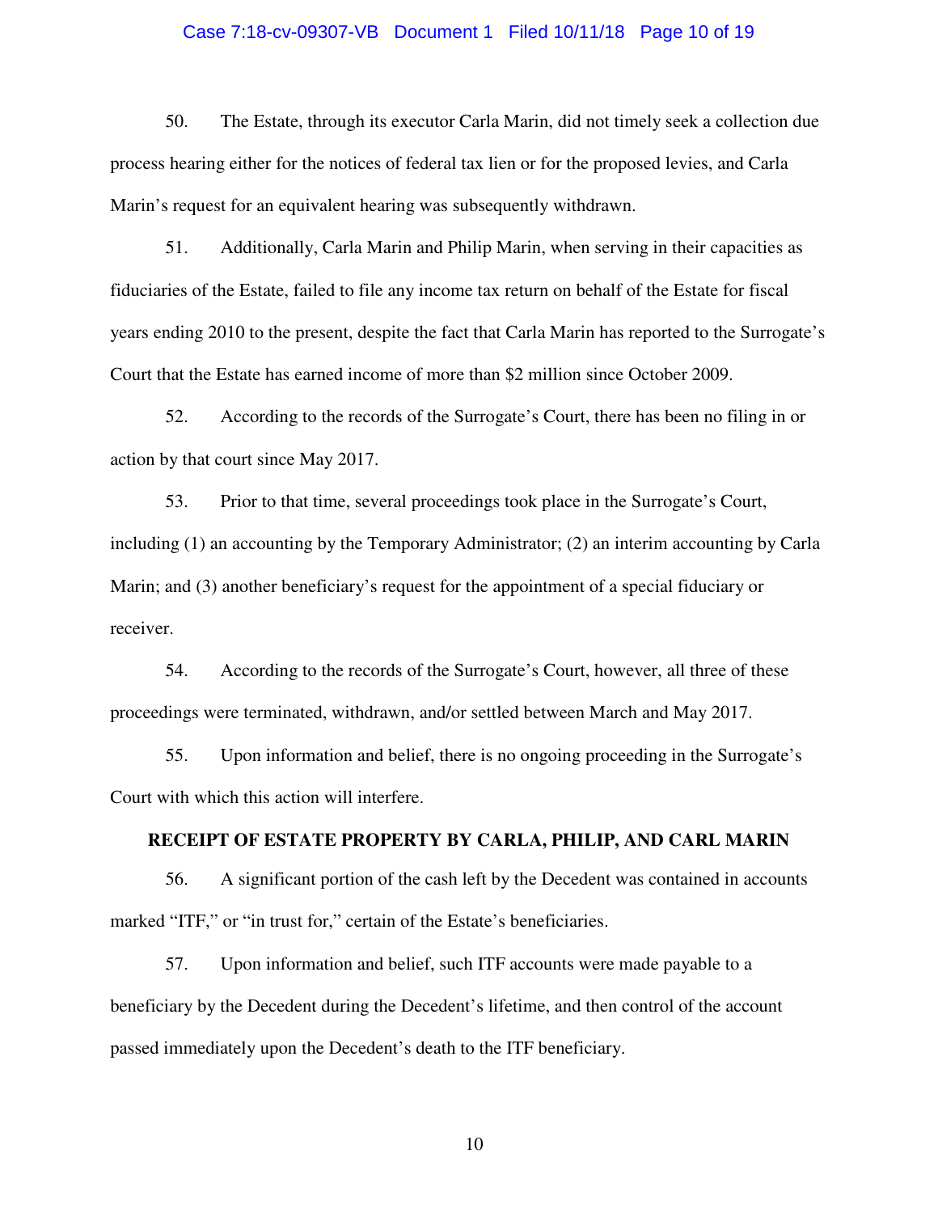50. The Estate, through its executor Carla Marin, did not timely seek a collection due process hearing either for the notices of federal tax lien or for the proposed levies, and Carla Marin's request for an equivalent hearing was subsequently withdrawn.

51. Additionally, Carla Marin and Philip Marin, when serving in their capacities as fiduciaries of the Estate, failed to file any income tax return on behalf of the Estate for fiscal years ending 2010 to the present, despite the fact that Carla Marin has reported to the Surrogate's Court that the Estate has earned income of more than $2 million since October 2009.

52. According to the records of the Surrogate's Court, there has been no filing in or action by that court since May 2017.

53. Prior to that time, several proceedings took place in the Surrogate's Court, including (1) an accounting by the Temporary Administrator; (2) an interim accounting by Carla Marin; and (3) another beneficiary's request for the appointment of a special fiduciary or receiver.

54. According to the records of the Surrogate's Court, however, all three of these proceedings were terminated, withdrawn, and/or settled between March and May 2017.

55. Upon information and belief, there is no ongoing proceeding in the Surrogate's Court with which this action will interfere.

## RECEIPT OF ESTATE PROPERTY BY CARLA, PHILIP, AND CARL MARIN

56. A significant portion of the cash left by the Decedent was contained in accounts marked "ITF," or "in trust for," certain of the Estate's beneficiaries.

57. Upon information and belief, such ITF accounts were made payable to a beneficiary by the Decedent during the Decedent's lifetime, and then control of the account passed immediately upon the Decedent's death to the ITF beneficiary.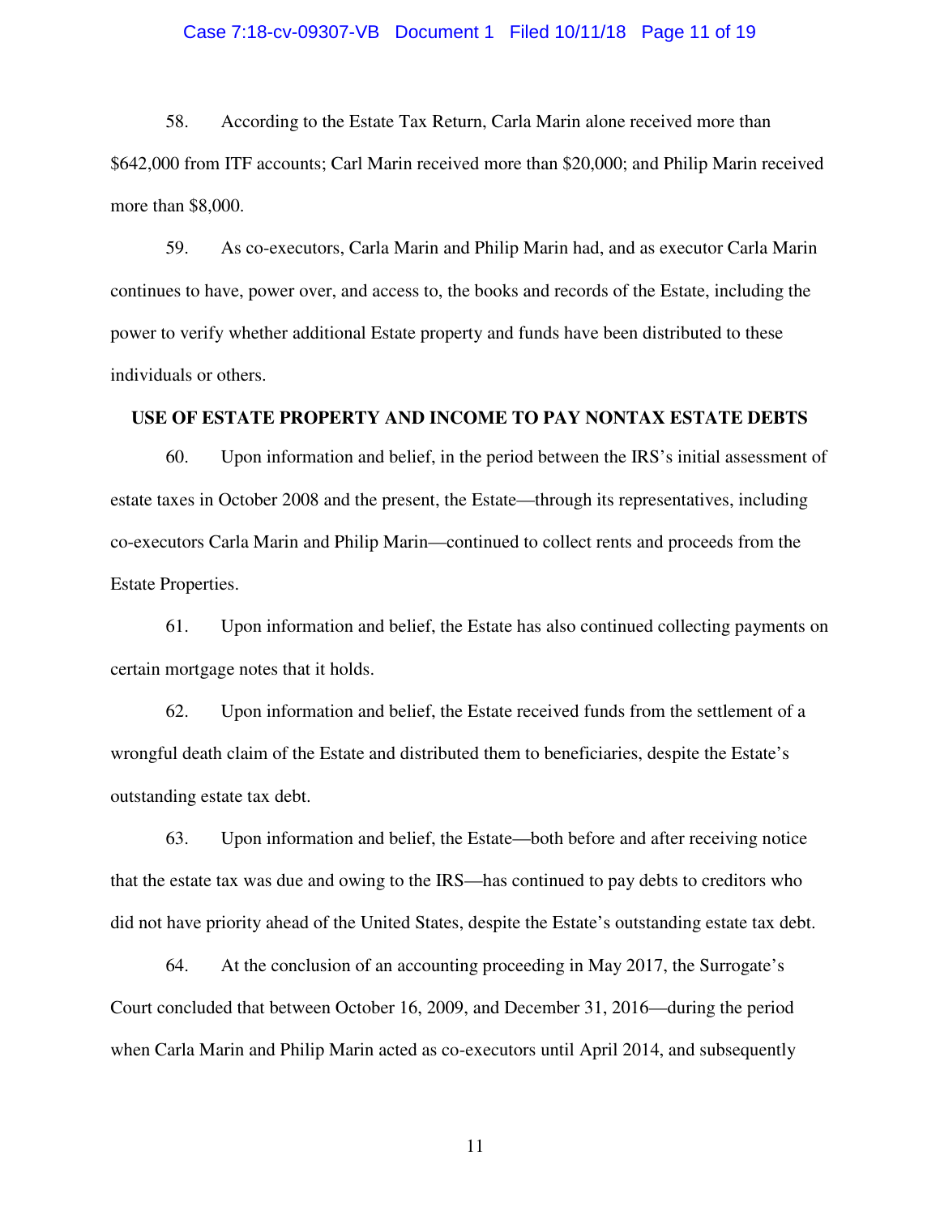58. According to the Estate Tax Return, Carla Marin alone received more than $642,000 from ITF accounts; Carl Marin received more than $20,000; and Philip Marin received more than $8,000.

59. As co-executors, Carla Marin and Philip Marin had, and as executor Carla Marin continues to have, power over, and access to, the books and records of the Estate, including the power to verify whether additional Estate property and funds have been distributed to these individuals or others.

## USE OF ESTATE PROPERTY AND INCOME TO PAY NONTAX ESTATE DEBTS

60. Upon information and belief, in the period between the IRS's initial assessment of estate taxes in October 2008 and the present, the Estate—through its representatives, including co-executors Carla Marin and Philip Marin—continued to collect rents and proceeds from the Estate Properties.

61. Upon information and belief, the Estate has also continued collecting payments on certain mortgage notes that it holds.

62. Upon information and belief, the Estate received funds from the settlement of a wrongful death claim of the Estate and distributed them to beneficiaries, despite the Estate's outstanding estate tax debt.

63. Upon information and belief, the Estate—both before and after receiving notice that the estate tax was due and owing to the IRS—has continued to pay debts to creditors who did not have priority ahead of the United States, despite the Estate's outstanding estate tax debt.

64. At the conclusion of an accounting proceeding in May 2017, the Surrogate's Court concluded that between October 16, 2009, and December 31, 2016—during the period when Carla Marin and Philip Marin acted as co-executors until April 2014, and subsequently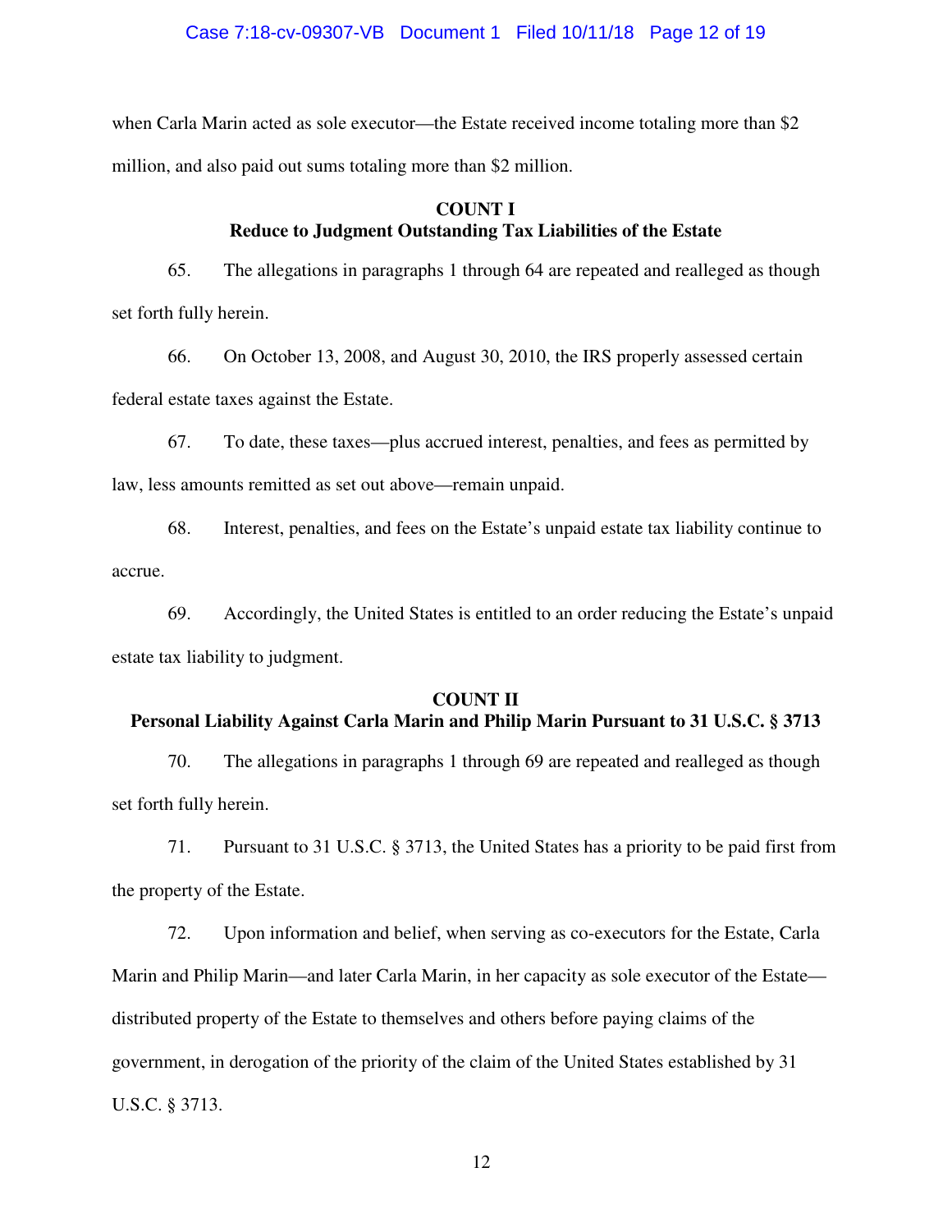when Carla Marin acted as sole executor—the Estate received income totaling more than $2 million, and also paid out sums totaling more than $2 million.

**COUNT I**
**Reduce to Judgment Outstanding Tax Liabilities of the Estate**

65. The allegations in paragraphs 1 through 64 are repeated and realleged as though set forth fully herein.

66. On October 13, 2008, and August 30, 2010, the IRS properly assessed certain federal estate taxes against the Estate.

67. To date, these taxes—plus accrued interest, penalties, and fees as permitted by law, less amounts remitted as set out above—remain unpaid.

68. Interest, penalties, and fees on the Estate's unpaid estate tax liability continue to accrue.

69. Accordingly, the United States is entitled to an order reducing the Estate's unpaid estate tax liability to judgment.

**COUNT II**
**Personal Liability Against Carla Marin and Philip Marin Pursuant to 31 U.S.C. § 3713**

70. The allegations in paragraphs 1 through 69 are repeated and realleged as though set forth fully herein.

71. Pursuant to 31 U.S.C. § 3713, the United States has a priority to be paid first from the property of the Estate.

72. Upon information and belief, when serving as co-executors for the Estate, Carla Marin and Philip Marin—and later Carla Marin, in her capacity as sole executor of the Estate—distributed property of the Estate to themselves and others before paying claims of the government, in derogation of the priority of the claim of the United States established by 31 U.S.C. § 3713.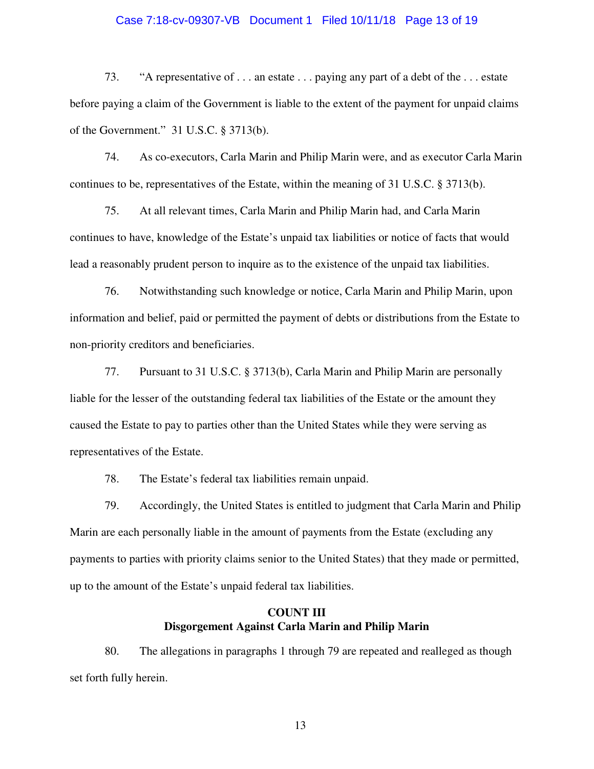73. "A representative of . . . an estate . . . paying any part of a debt of the . . . estate before paying a claim of the Government is liable to the extent of the payment for unpaid claims of the Government." 31 U.S.C. § 3713(b).

74. As co-executors, Carla Marin and Philip Marin were, and as executor Carla Marin continues to be, representatives of the Estate, within the meaning of 31 U.S.C. § 3713(b).

75. At all relevant times, Carla Marin and Philip Marin had, and Carla Marin continues to have, knowledge of the Estate's unpaid tax liabilities or notice of facts that would lead a reasonably prudent person to inquire as to the existence of the unpaid tax liabilities.

76. Notwithstanding such knowledge or notice, Carla Marin and Philip Marin, upon information and belief, paid or permitted the payment of debts or distributions from the Estate to non-priority creditors and beneficiaries.

77. Pursuant to 31 U.S.C. § 3713(b), Carla Marin and Philip Marin are personally liable for the lesser of the outstanding federal tax liabilities of the Estate or the amount they caused the Estate to pay to parties other than the United States while they were serving as representatives of the Estate.

78. The Estate's federal tax liabilities remain unpaid.

79. Accordingly, the United States is entitled to judgment that Carla Marin and Philip Marin are each personally liable in the amount of payments from the Estate (excluding any payments to parties with priority claims senior to the United States) that they made or permitted, up to the amount of the Estate's unpaid federal tax liabilities.

**COUNT III**
**Disgorgement Against Carla Marin and Philip Marin**

80. The allegations in paragraphs 1 through 79 are repeated and realleged as though set forth fully herein.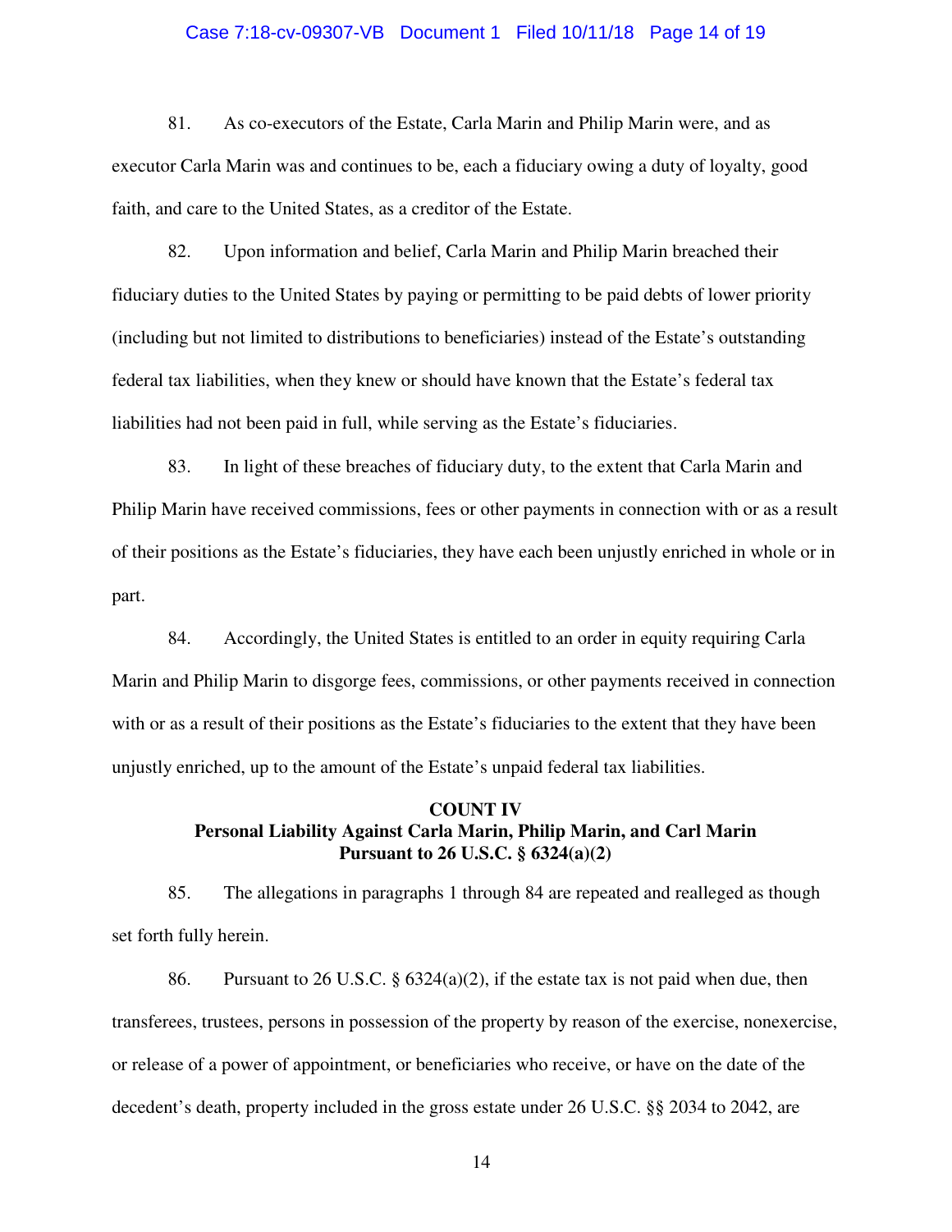81. As co-executors of the Estate, Carla Marin and Philip Marin were, and as executor Carla Marin was and continues to be, each a fiduciary owing a duty of loyalty, good faith, and care to the United States, as a creditor of the Estate.

82. Upon information and belief, Carla Marin and Philip Marin breached their fiduciary duties to the United States by paying or permitting to be paid debts of lower priority (including but not limited to distributions to beneficiaries) instead of the Estate's outstanding federal tax liabilities, when they knew or should have known that the Estate's federal tax liabilities had not been paid in full, while serving as the Estate's fiduciaries.

83. In light of these breaches of fiduciary duty, to the extent that Carla Marin and Philip Marin have received commissions, fees or other payments in connection with or as a result of their positions as the Estate's fiduciaries, they have each been unjustly enriched in whole or in part.

84. Accordingly, the United States is entitled to an order in equity requiring Carla Marin and Philip Marin to disgorge fees, commissions, or other payments received in connection with or as a result of their positions as the Estate's fiduciaries to the extent that they have been unjustly enriched, up to the amount of the Estate's unpaid federal tax liabilities.

## COUNT IV
## Personal Liability Against Carla Marin, Philip Marin, and Carl Marin Pursuant to 26 U.S.C. § 6324(a)(2)

85. The allegations in paragraphs 1 through 84 are repeated and realleged as though set forth fully herein.

86. Pursuant to 26 U.S.C. § 6324(a)(2), if the estate tax is not paid when due, then transferees, trustees, persons in possession of the property by reason of the exercise, nonexercise, or release of a power of appointment, or beneficiaries who receive, or have on the date of the decedent's death, property included in the gross estate under 26 U.S.C. §§ 2034 to 2042, are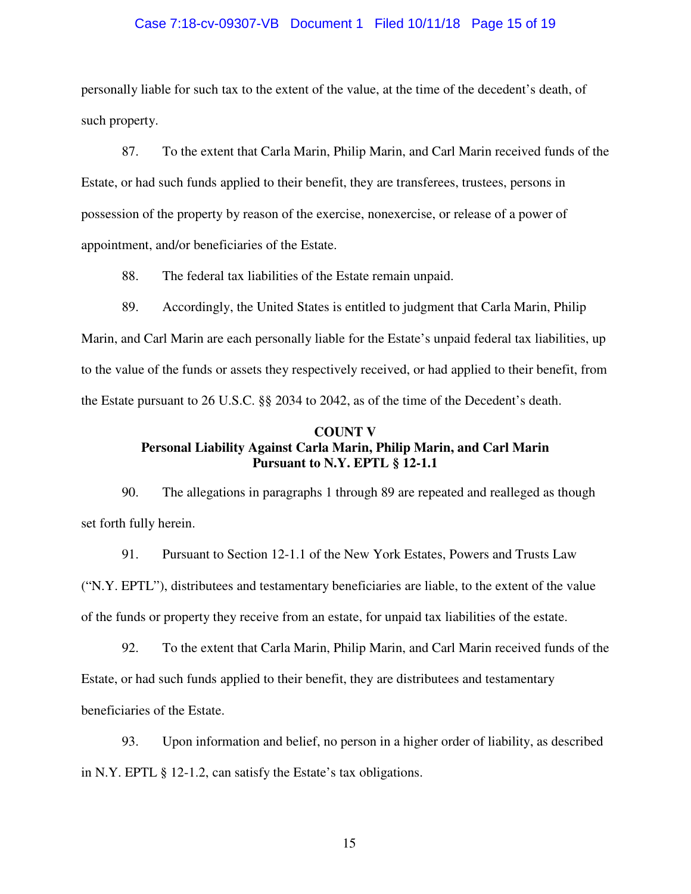personally liable for such tax to the extent of the value, at the time of the decedent's death, of such property.

87. To the extent that Carla Marin, Philip Marin, and Carl Marin received funds of the Estate, or had such funds applied to their benefit, they are transferees, trustees, persons in possession of the property by reason of the exercise, nonexercise, or release of a power of appointment, and/or beneficiaries of the Estate.

88. The federal tax liabilities of the Estate remain unpaid.

89. Accordingly, the United States is entitled to judgment that Carla Marin, Philip Marin, and Carl Marin are each personally liable for the Estate's unpaid federal tax liabilities, up to the value of the funds or assets they respectively received, or had applied to their benefit, from the Estate pursuant to 26 U.S.C. §§ 2034 to 2042, as of the time of the Decedent's death.

**COUNT V**
**Personal Liability Against Carla Marin, Philip Marin, and Carl Marin Pursuant to N.Y. EPTL § 12-1.1**

90. The allegations in paragraphs 1 through 89 are repeated and realleged as though set forth fully herein.

91. Pursuant to Section 12-1.1 of the New York Estates, Powers and Trusts Law ("N.Y. EPTL"), distributees and testamentary beneficiaries are liable, to the extent of the value of the funds or property they receive from an estate, for unpaid tax liabilities of the estate.

92. To the extent that Carla Marin, Philip Marin, and Carl Marin received funds of the Estate, or had such funds applied to their benefit, they are distributees and testamentary beneficiaries of the Estate.

93. Upon information and belief, no person in a higher order of liability, as described in N.Y. EPTL § 12-1.2, can satisfy the Estate's tax obligations.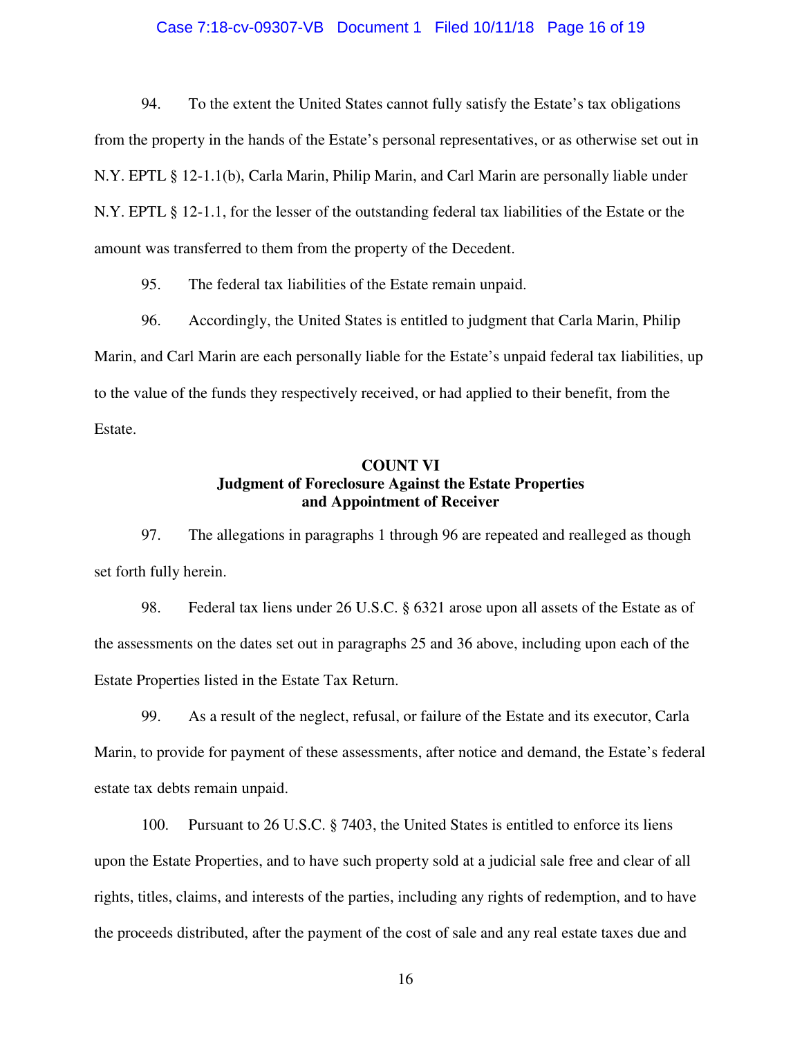94. To the extent the United States cannot fully satisfy the Estate's tax obligations from the property in the hands of the Estate's personal representatives, or as otherwise set out in N.Y. EPTL § 12-1.1(b), Carla Marin, Philip Marin, and Carl Marin are personally liable under N.Y. EPTL § 12-1.1, for the lesser of the outstanding federal tax liabilities of the Estate or the amount was transferred to them from the property of the Decedent.

95. The federal tax liabilities of the Estate remain unpaid.

96. Accordingly, the United States is entitled to judgment that Carla Marin, Philip Marin, and Carl Marin are each personally liable for the Estate's unpaid federal tax liabilities, up to the value of the funds they respectively received, or had applied to their benefit, from the Estate.

**COUNT VI**
**Judgment of Foreclosure Against the Estate Properties and Appointment of Receiver**

97. The allegations in paragraphs 1 through 96 are repeated and realleged as though set forth fully herein.

98. Federal tax liens under 26 U.S.C. § 6321 arose upon all assets of the Estate as of the assessments on the dates set out in paragraphs 25 and 36 above, including upon each of the Estate Properties listed in the Estate Tax Return.

99. As a result of the neglect, refusal, or failure of the Estate and its executor, Carla Marin, to provide for payment of these assessments, after notice and demand, the Estate's federal estate tax debts remain unpaid.

100. Pursuant to 26 U.S.C. § 7403, the United States is entitled to enforce its liens upon the Estate Properties, and to have such property sold at a judicial sale free and clear of all rights, titles, claims, and interests of the parties, including any rights of redemption, and to have the proceeds distributed, after the payment of the cost of sale and any real estate taxes due and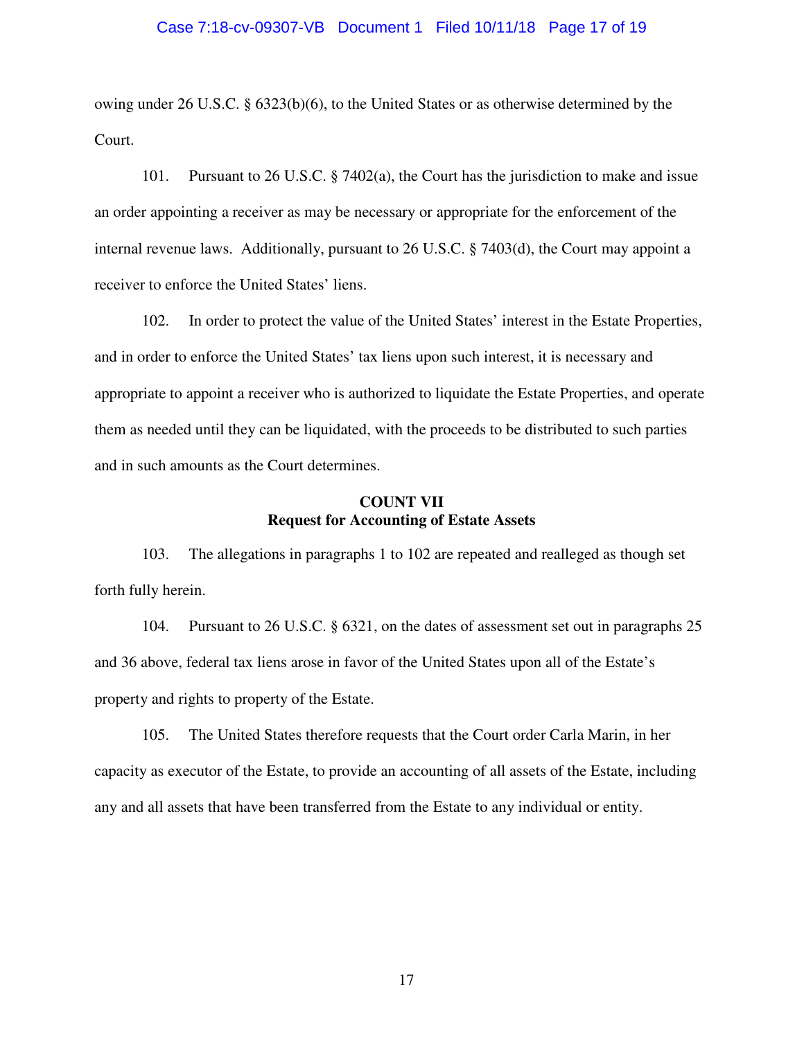owing under 26 U.S.C. § 6323(b)(6), to the United States or as otherwise determined by the Court.

101. Pursuant to 26 U.S.C. § 7402(a), the Court has the jurisdiction to make and issue an order appointing a receiver as may be necessary or appropriate for the enforcement of the internal revenue laws. Additionally, pursuant to 26 U.S.C. § 7403(d), the Court may appoint a receiver to enforce the United States' liens.

102. In order to protect the value of the United States' interest in the Estate Properties, and in order to enforce the United States' tax liens upon such interest, it is necessary and appropriate to appoint a receiver who is authorized to liquidate the Estate Properties, and operate them as needed until they can be liquidated, with the proceeds to be distributed to such parties and in such amounts as the Court determines.

**COUNT VII**
**Request for Accounting of Estate Assets**

103. The allegations in paragraphs 1 to 102 are repeated and realleged as though set forth fully herein.

104. Pursuant to 26 U.S.C. § 6321, on the dates of assessment set out in paragraphs 25 and 36 above, federal tax liens arose in favor of the United States upon all of the Estate's property and rights to property of the Estate.

105. The United States therefore requests that the Court order Carla Marin, in her capacity as executor of the Estate, to provide an accounting of all assets of the Estate, including any and all assets that have been transferred from the Estate to any individual or entity.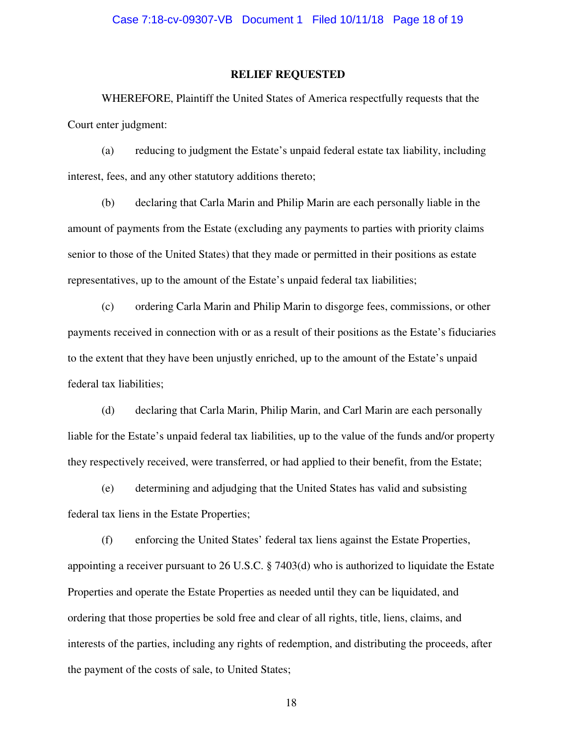## RELIEF REQUESTED

WHEREFORE, Plaintiff the United States of America respectfully requests that the Court enter judgment:

(a) reducing to judgment the Estate's unpaid federal estate tax liability, including interest, fees, and any other statutory additions thereto;

(b) declaring that Carla Marin and Philip Marin are each personally liable in the amount of payments from the Estate (excluding any payments to parties with priority claims senior to those of the United States) that they made or permitted in their positions as estate representatives, up to the amount of the Estate's unpaid federal tax liabilities;

(c) ordering Carla Marin and Philip Marin to disgorge fees, commissions, or other payments received in connection with or as a result of their positions as the Estate's fiduciaries to the extent that they have been unjustly enriched, up to the amount of the Estate's unpaid federal tax liabilities;

(d) declaring that Carla Marin, Philip Marin, and Carl Marin are each personally liable for the Estate's unpaid federal tax liabilities, up to the value of the funds and/or property they respectively received, were transferred, or had applied to their benefit, from the Estate;

(e) determining and adjudging that the United States has valid and subsisting federal tax liens in the Estate Properties;

(f) enforcing the United States' federal tax liens against the Estate Properties, appointing a receiver pursuant to 26 U.S.C. § 7403(d) who is authorized to liquidate the Estate Properties and operate the Estate Properties as needed until they can be liquidated, and ordering that those properties be sold free and clear of all rights, title, liens, claims, and interests of the parties, including any rights of redemption, and distributing the proceeds, after the payment of the costs of sale, to United States;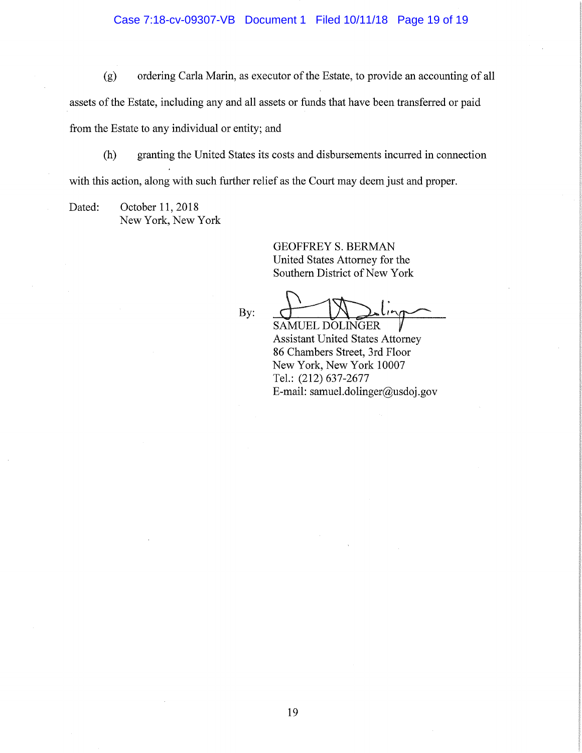(g) ordering Carla Marin, as executor of the Estate, to provide an accounting of all assets of the Estate, including any and all assets or funds that have been transferred or paid from the Estate to any individual or entity; and

(h) granting the United States its costs and disbursements incurred in connection with this action, along with such further relief as the Court may deem just and proper.

Dated: October 11, 2018
New York, New York

GEOFFREY S. BERMAN
United States Attorney for the
Southern District of New York

By: ______________________
SAMUEL DOLINGER
Assistant United States Attorney
86 Chambers Street, 3rd Floor
New York, New York 10007
Tel.: (212) 637-2677
E-mail: samuel.dolinger@usdoj.gov